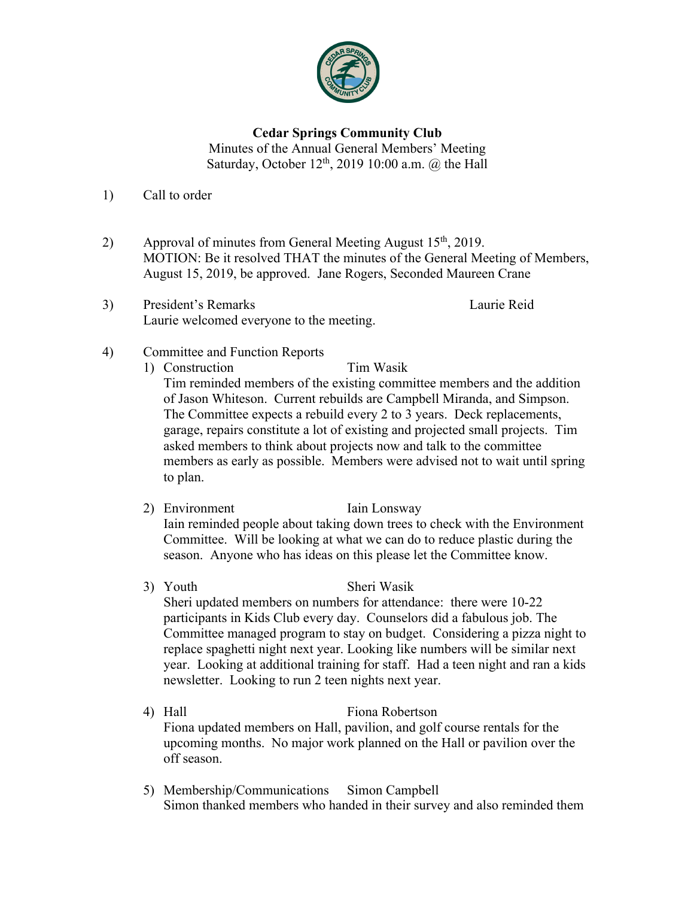**Cedar Springs Community Club**
Minutes of the Annual General Members' Meeting
Saturday, October 12th, 2019 10:00 a.m. @ the Hall

1) Call to order

2) Approval of minutes from General Meeting August 15th, 2019.
MOTION: Be it resolved THAT the minutes of the General Meeting of Members, August 15, 2019, be approved. Jane Rogers, Seconded Maureen Crane

3) President's Remarks — Laurie Reid
Laurie welcomed everyone to the meeting.

4) Committee and Function Reports

   1) Construction — Tim Wasik
   Tim reminded members of the existing committee members and the addition of Jason Whiteson. Current rebuilds are Campbell Miranda, and Simpson. The Committee expects a rebuild every 2 to 3 years. Deck replacements, garage, repairs constitute a lot of existing and projected small projects. Tim asked members to think about projects now and talk to the committee members as early as possible. Members were advised not to wait until spring to plan.

   2) Environment — Iain Lonsway
   Iain reminded people about taking down trees to check with the Environment Committee. Will be looking at what we can do to reduce plastic during the season. Anyone who has ideas on this please let the Committee know.

   3) Youth — Sheri Wasik
   Sheri updated members on numbers for attendance: there were 10-22 participants in Kids Club every day. Counselors did a fabulous job. The Committee managed program to stay on budget. Considering a pizza night to replace spaghetti night next year. Looking like numbers will be similar next year. Looking at additional training for staff. Had a teen night and ran a kids newsletter. Looking to run 2 teen nights next year.

   4) Hall — Fiona Robertson
   Fiona updated members on Hall, pavilion, and golf course rentals for the upcoming months. No major work planned on the Hall or pavilion over the off season.

   5) Membership/Communications — Simon Campbell
   Simon thanked members who handed in their survey and also reminded them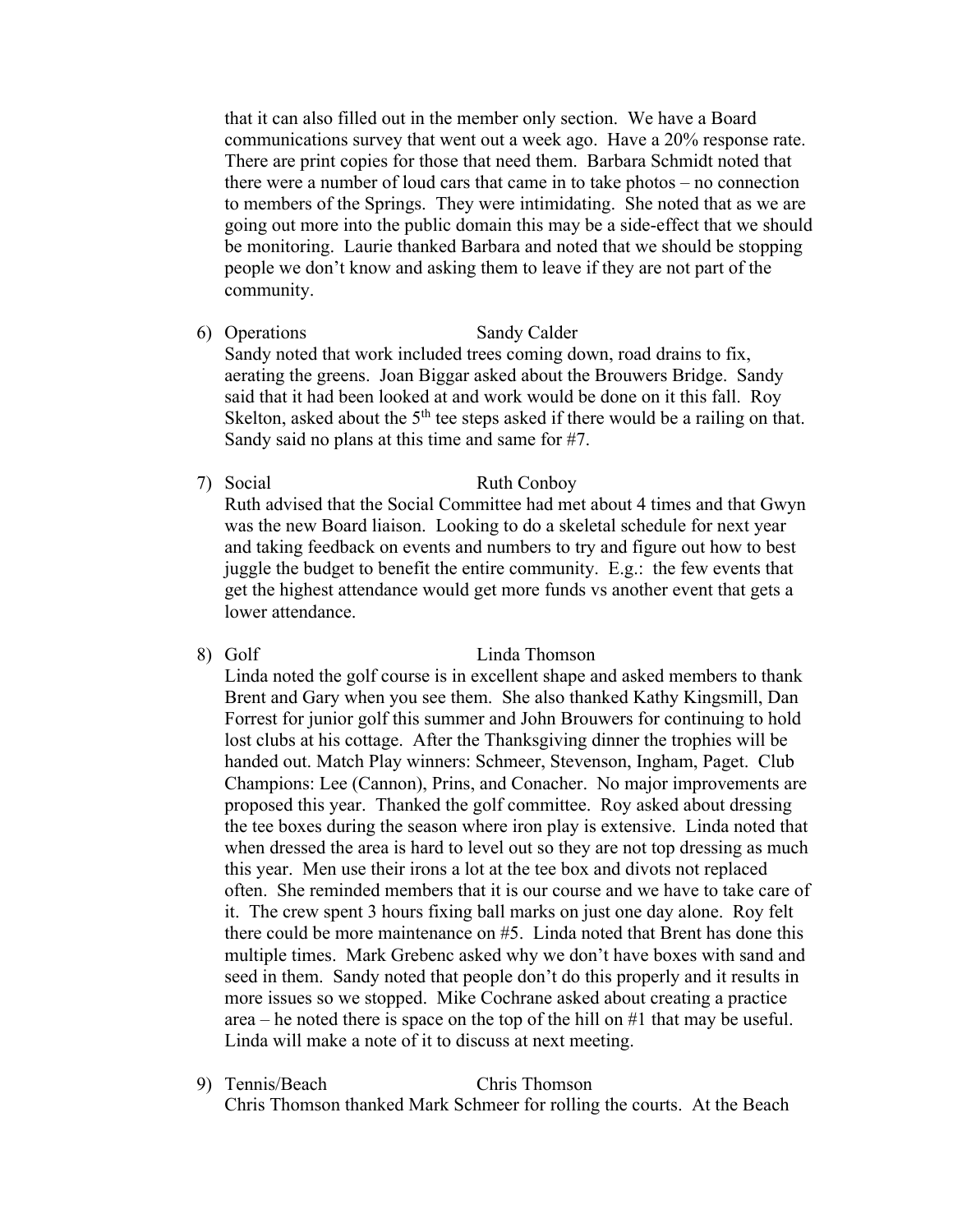that it can also filled out in the member only section. We have a Board communications survey that went out a week ago. Have a 20% response rate. There are print copies for those that need them. Barbara Schmidt noted that there were a number of loud cars that came in to take photos – no connection to members of the Springs. They were intimidating. She noted that as we are going out more into the public domain this may be a side-effect that we should be monitoring. Laurie thanked Barbara and noted that we should be stopping people we don't know and asking them to leave if they are not part of the community.

6) Operations — Sandy Calder

   Sandy noted that work included trees coming down, road drains to fix, aerating the greens. Joan Biggar asked about the Brouwers Bridge. Sandy said that it had been looked at and work would be done on it this fall. Roy Skelton, asked about the 5th tee steps asked if there would be a railing on that. Sandy said no plans at this time and same for #7.

7) Social — Ruth Conboy

   Ruth advised that the Social Committee had met about 4 times and that Gwyn was the new Board liaison. Looking to do a skeletal schedule for next year and taking feedback on events and numbers to try and figure out how to best juggle the budget to benefit the entire community. E.g.: the few events that get the highest attendance would get more funds vs another event that gets a lower attendance.

8) Golf — Linda Thomson

   Linda noted the golf course is in excellent shape and asked members to thank Brent and Gary when you see them. She also thanked Kathy Kingsmill, Dan Forrest for junior golf this summer and John Brouwers for continuing to hold lost clubs at his cottage. After the Thanksgiving dinner the trophies will be handed out. Match Play winners: Schmeer, Stevenson, Ingham, Paget. Club Champions: Lee (Cannon), Prins, and Conacher. No major improvements are proposed this year. Thanked the golf committee. Roy asked about dressing the tee boxes during the season where iron play is extensive. Linda noted that when dressed the area is hard to level out so they are not top dressing as much this year. Men use their irons a lot at the tee box and divots not replaced often. She reminded members that it is our course and we have to take care of it. The crew spent 3 hours fixing ball marks on just one day alone. Roy felt there could be more maintenance on #5. Linda noted that Brent has done this multiple times. Mark Grebenc asked why we don't have boxes with sand and seed in them. Sandy noted that people don't do this properly and it results in more issues so we stopped. Mike Cochrane asked about creating a practice area – he noted there is space on the top of the hill on #1 that may be useful. Linda will make a note of it to discuss at next meeting.

9) Tennis/Beach — Chris Thomson

   Chris Thomson thanked Mark Schmeer for rolling the courts. At the Beach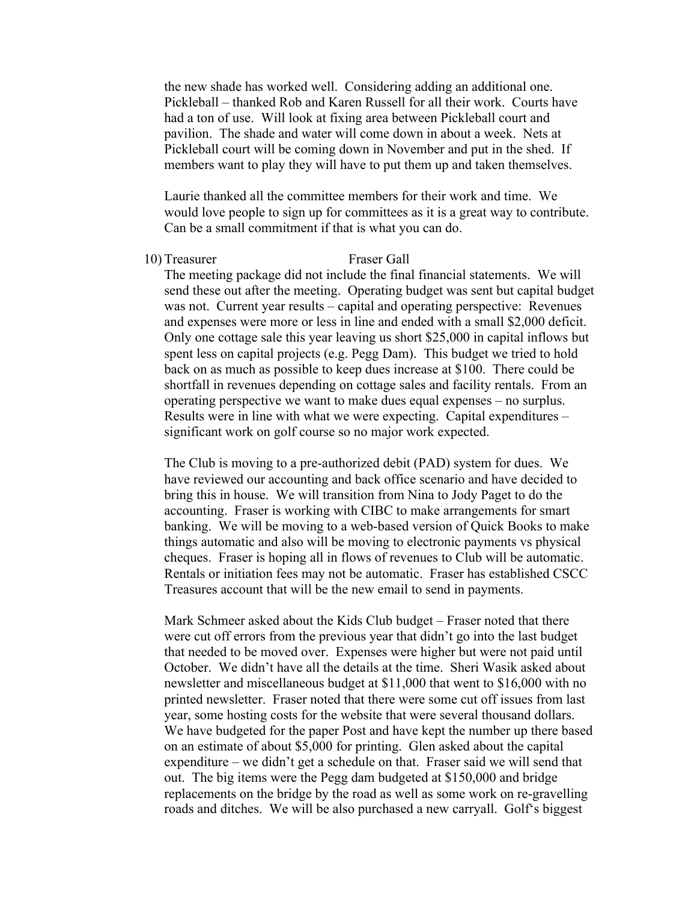the new shade has worked well. Considering adding an additional one. Pickleball – thanked Rob and Karen Russell for all their work. Courts have had a ton of use. Will look at fixing area between Pickleball court and pavilion. The shade and water will come down in about a week. Nets at Pickleball court will be coming down in November and put in the shed. If members want to play they will have to put them up and taken themselves.

Laurie thanked all the committee members for their work and time. We would love people to sign up for committees as it is a great way to contribute. Can be a small commitment if that is what you can do.

10) Treasurer Fraser Gall

The meeting package did not include the final financial statements. We will send these out after the meeting. Operating budget was sent but capital budget was not. Current year results – capital and operating perspective: Revenues and expenses were more or less in line and ended with a small $2,000 deficit. Only one cottage sale this year leaving us short $25,000 in capital inflows but spent less on capital projects (e.g. Pegg Dam). This budget we tried to hold back on as much as possible to keep dues increase at $100. There could be shortfall in revenues depending on cottage sales and facility rentals. From an operating perspective we want to make dues equal expenses – no surplus. Results were in line with what we were expecting. Capital expenditures – significant work on golf course so no major work expected.

The Club is moving to a pre-authorized debit (PAD) system for dues. We have reviewed our accounting and back office scenario and have decided to bring this in house. We will transition from Nina to Jody Paget to do the accounting. Fraser is working with CIBC to make arrangements for smart banking. We will be moving to a web-based version of Quick Books to make things automatic and also will be moving to electronic payments vs physical cheques. Fraser is hoping all in flows of revenues to Club will be automatic. Rentals or initiation fees may not be automatic. Fraser has established CSCC Treasures account that will be the new email to send in payments.

Mark Schmeer asked about the Kids Club budget – Fraser noted that there were cut off errors from the previous year that didn't go into the last budget that needed to be moved over. Expenses were higher but were not paid until October. We didn't have all the details at the time. Sheri Wasik asked about newsletter and miscellaneous budget at $11,000 that went to $16,000 with no printed newsletter. Fraser noted that there were some cut off issues from last year, some hosting costs for the website that were several thousand dollars. We have budgeted for the paper Post and have kept the number up there based on an estimate of about $5,000 for printing. Glen asked about the capital expenditure – we didn't get a schedule on that. Fraser said we will send that out. The big items were the Pegg dam budgeted at $150,000 and bridge replacements on the bridge by the road as well as some work on re-gravelling roads and ditches. We will be also purchased a new carryall. Golf's biggest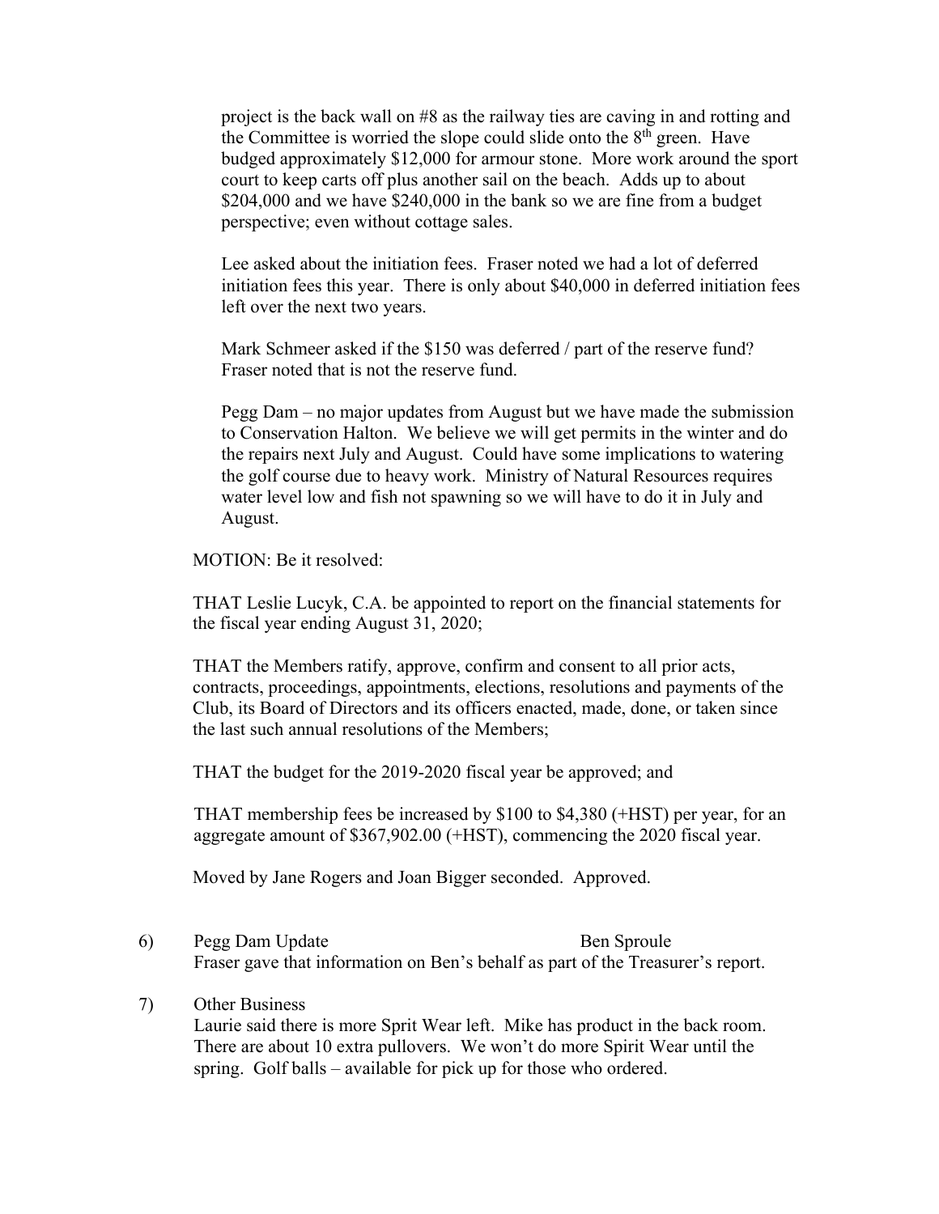project is the back wall on #8 as the railway ties are caving in and rotting and the Committee is worried the slope could slide onto the 8th green. Have budged approximately $12,000 for armour stone. More work around the sport court to keep carts off plus another sail on the beach. Adds up to about $204,000 and we have $240,000 in the bank so we are fine from a budget perspective; even without cottage sales.

Lee asked about the initiation fees. Fraser noted we had a lot of deferred initiation fees this year. There is only about $40,000 in deferred initiation fees left over the next two years.

Mark Schmeer asked if the $150 was deferred / part of the reserve fund? Fraser noted that is not the reserve fund.

Pegg Dam – no major updates from August but we have made the submission to Conservation Halton. We believe we will get permits in the winter and do the repairs next July and August. Could have some implications to watering the golf course due to heavy work. Ministry of Natural Resources requires water level low and fish not spawning so we will have to do it in July and August.

MOTION: Be it resolved:

THAT Leslie Lucyk, C.A. be appointed to report on the financial statements for the fiscal year ending August 31, 2020;

THAT the Members ratify, approve, confirm and consent to all prior acts, contracts, proceedings, appointments, elections, resolutions and payments of the Club, its Board of Directors and its officers enacted, made, done, or taken since the last such annual resolutions of the Members;

THAT the budget for the 2019-2020 fiscal year be approved; and

THAT membership fees be increased by $100 to $4,380 (+HST) per year, for an aggregate amount of $367,902.00 (+HST), commencing the 2020 fiscal year.

Moved by Jane Rogers and Joan Bigger seconded. Approved.

6) Pegg Dam Update — Ben Sproule

Fraser gave that information on Ben's behalf as part of the Treasurer's report.

7) Other Business

Laurie said there is more Sprit Wear left. Mike has product in the back room. There are about 10 extra pullovers. We won't do more Spirit Wear until the spring. Golf balls – available for pick up for those who ordered.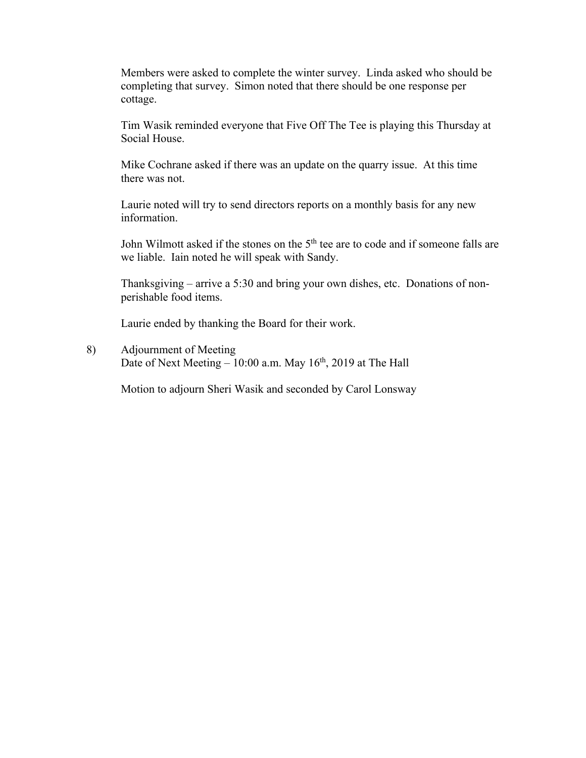Members were asked to complete the winter survey. Linda asked who should be completing that survey. Simon noted that there should be one response per cottage.

Tim Wasik reminded everyone that Five Off The Tee is playing this Thursday at Social House.

Mike Cochrane asked if there was an update on the quarry issue. At this time there was not.

Laurie noted will try to send directors reports on a monthly basis for any new information.

John Wilmott asked if the stones on the 5th tee are to code and if someone falls are we liable. Iain noted he will speak with Sandy.

Thanksgiving – arrive a 5:30 and bring your own dishes, etc. Donations of non-perishable food items.

Laurie ended by thanking the Board for their work.

8) Adjournment of Meeting
Date of Next Meeting – 10:00 a.m. May 16th, 2019 at The Hall

Motion to adjourn Sheri Wasik and seconded by Carol Lonsway